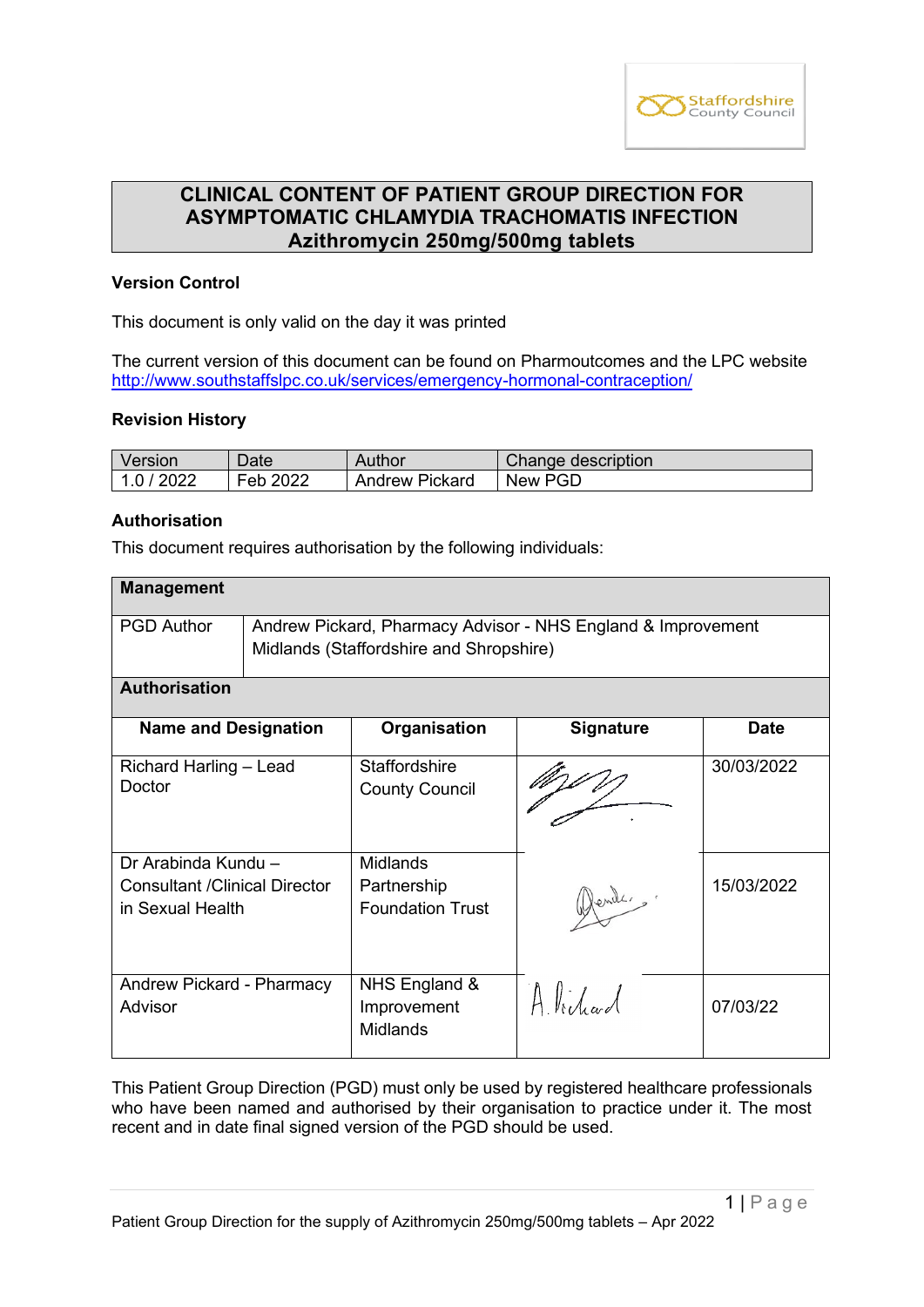# CLINICAL CONTENT OF PATIENT GROUP DIRECTION FOR ASYMPTOMATIC CHLAMYDIA TRACHOMATIS INFECTION Azithromycin 250mg/500mg tablets

### Version Control

This document is only valid on the day it was printed

The current version of this document can be found on Pharmoutcomes and the LPC website http://www.southstaffslpc.co.uk/services/emergency-hormonal-contraception/

### Revision History

| Version | Date | Author | Change description |
|---|---|---|---|
| 1.0 / 2022 | Feb 2022 | Andrew Pickard | New PGD |

### Authorisation

This document requires authorisation by the following individuals:

| **Management** | |
|---|---|
| PGD Author | Andrew Pickard, Pharmacy Advisor - NHS England & Improvement Midlands (Staffordshire and Shropshire) |

| **Name and Designation** | **Organisation** | **Signature** | **Date** |
|---|---|---|---|
| Richard Harling – Lead Doctor | Staffordshire County Council | | 30/03/2022 |
| Dr Arabinda Kundu – Consultant /Clinical Director in Sexual Health | Midlands Partnership Foundation Trust | | 15/03/2022 |
| Andrew Pickard - Pharmacy Advisor | NHS England & Improvement Midlands | A. Pickard | 07/03/22 |

This Patient Group Direction (PGD) must only be used by registered healthcare professionals who have been named and authorised by their organisation to practice under it. The most recent and in date final signed version of the PGD should be used.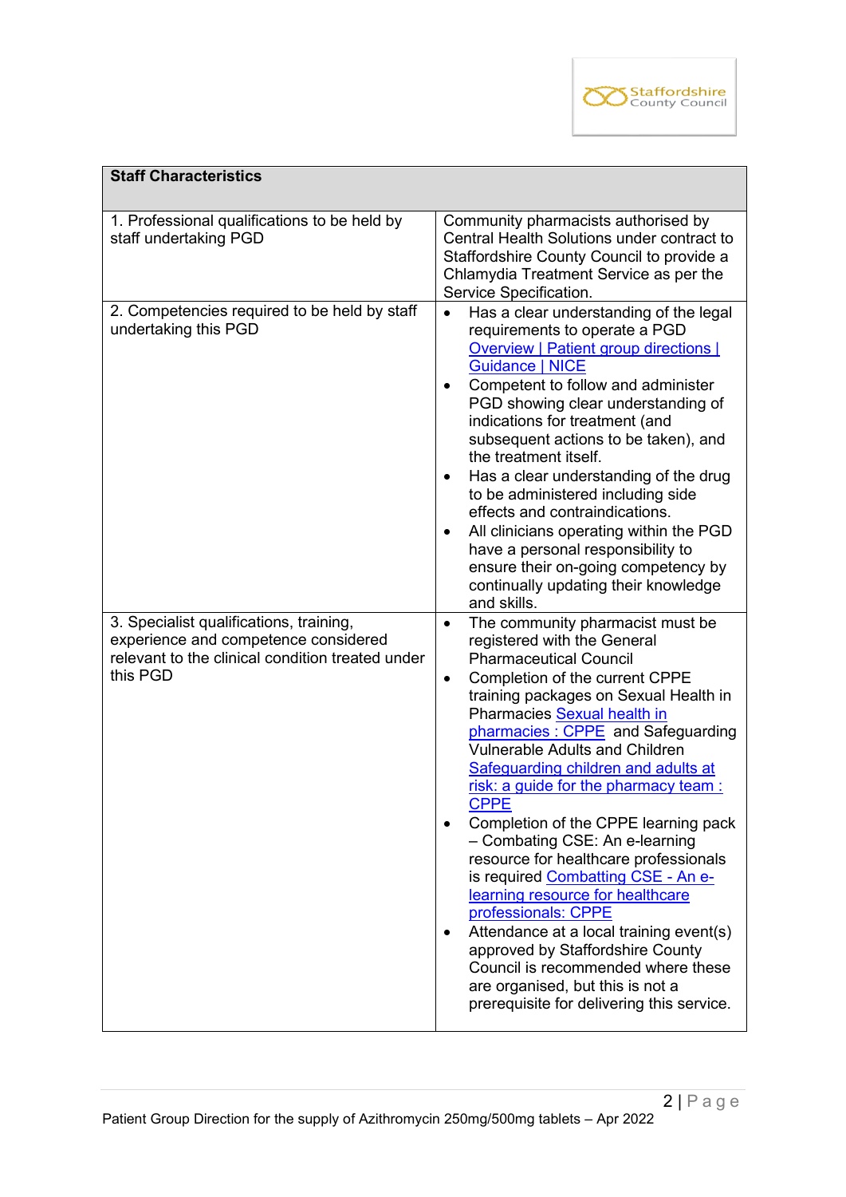| Staff Characteristics | |
|---|---|
| 1. Professional qualifications to be held by staff undertaking PGD | Community pharmacists authorised by Central Health Solutions under contract to Staffordshire County Council to provide a Chlamydia Treatment Service as per the Service Specification. |
| 2. Competencies required to be held by staff undertaking this PGD | • Has a clear understanding of the legal requirements to operate a PGD [Overview \| Patient group directions \| Guidance \| NICE]<br>• Competent to follow and administer PGD showing clear understanding of indications for treatment (and subsequent actions to be taken), and the treatment itself.<br>• Has a clear understanding of the drug to be administered including side effects and contraindications.<br>• All clinicians operating within the PGD have a personal responsibility to ensure their on-going competency by continually updating their knowledge and skills. |
| 3. Specialist qualifications, training, experience and competence considered relevant to the clinical condition treated under this PGD | • The community pharmacist must be registered with the General Pharmaceutical Council<br>• Completion of the current CPPE training packages on Sexual Health in Pharmacies [Sexual health in pharmacies : CPPE] and Safeguarding Vulnerable Adults and Children [Safeguarding children and adults at risk: a guide for the pharmacy team : CPPE]<br>• Completion of the CPPE learning pack – Combating CSE: An e-learning resource for healthcare professionals is required [Combatting CSE - An e-learning resource for healthcare professionals: CPPE]<br>• Attendance at a local training event(s) approved by Staffordshire County Council is recommended where these are organised, but this is not a prerequisite for delivering this service. |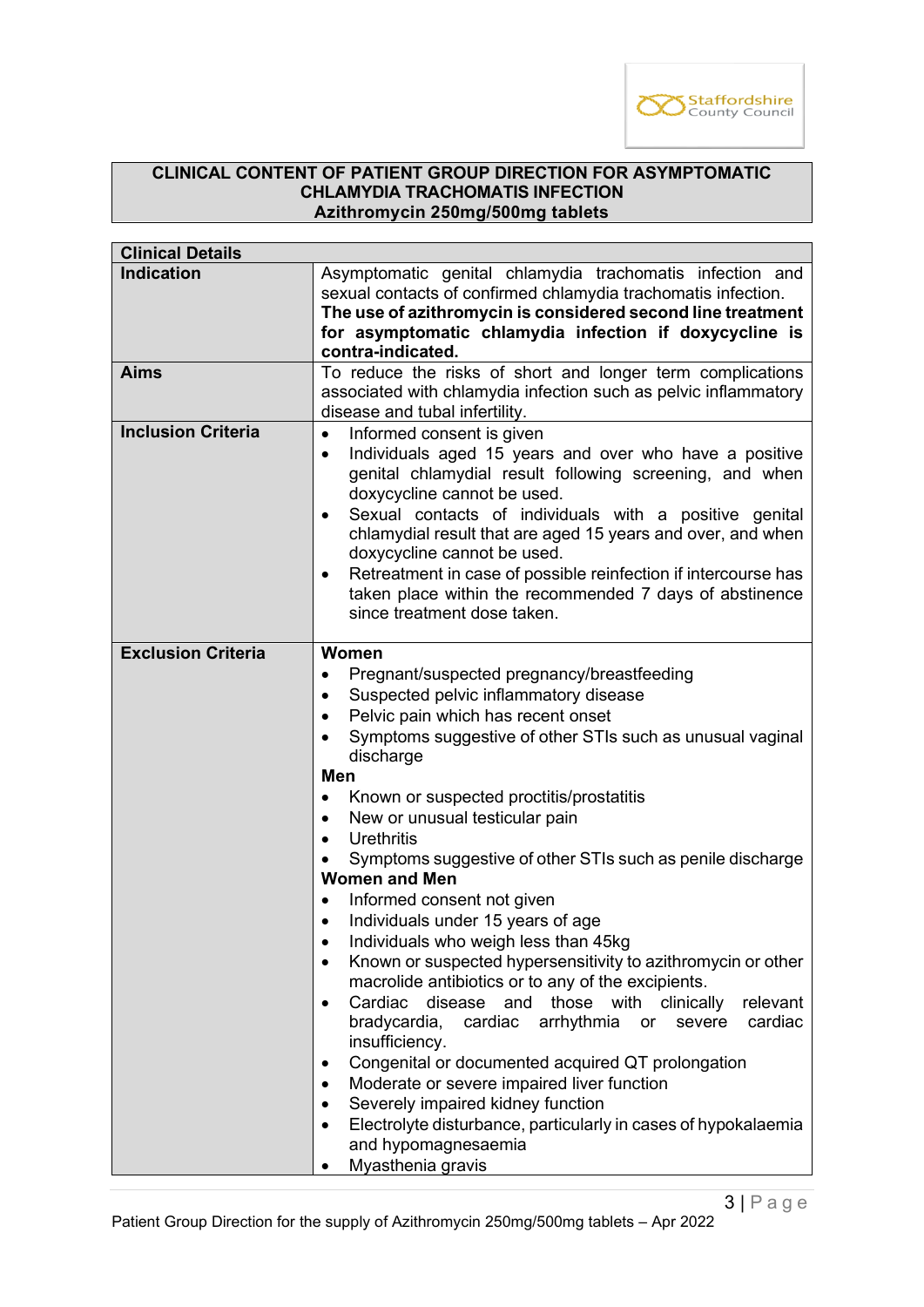**CLINICAL CONTENT OF PATIENT GROUP DIRECTION FOR ASYMPTOMATIC CHLAMYDIA TRACHOMATIS INFECTION**
**Azithromycin 250mg/500mg tablets**

| **Clinical Details** | |
|---|---|
| **Indication** | Asymptomatic genital chlamydia trachomatis infection and sexual contacts of confirmed chlamydia trachomatis infection. **The use of azithromycin is considered second line treatment for asymptomatic chlamydia infection if doxycycline is contra-indicated.** |
| **Aims** | To reduce the risks of short and longer term complications associated with chlamydia infection such as pelvic inflammatory disease and tubal infertility. |
| **Inclusion Criteria** | • Informed consent is given<br>• Individuals aged 15 years and over who have a positive genital chlamydial result following screening, and when doxycycline cannot be used.<br>• Sexual contacts of individuals with a positive genital chlamydial result that are aged 15 years and over, and when doxycycline cannot be used.<br>• Retreatment in case of possible reinfection if intercourse has taken place within the recommended 7 days of abstinence since treatment dose taken. |
| **Exclusion Criteria** | **Women**<br>• Pregnant/suspected pregnancy/breastfeeding<br>• Suspected pelvic inflammatory disease<br>• Pelvic pain which has recent onset<br>• Symptoms suggestive of other STIs such as unusual vaginal discharge<br>**Men**<br>• Known or suspected proctitis/prostatitis<br>• New or unusual testicular pain<br>• Urethritis<br>• Symptoms suggestive of other STIs such as penile discharge<br>**Women and Men**<br>• Informed consent not given<br>• Individuals under 15 years of age<br>• Individuals who weigh less than 45kg<br>• Known or suspected hypersensitivity to azithromycin or other macrolide antibiotics or to any of the excipients.<br>• Cardiac disease and those with clinically relevant bradycardia, cardiac arrhythmia or severe cardiac insufficiency.<br>• Congenital or documented acquired QT prolongation<br>• Moderate or severe impaired liver function<br>• Severely impaired kidney function<br>• Electrolyte disturbance, particularly in cases of hypokalaemia and hypomagnesaemia<br>• Myasthenia gravis |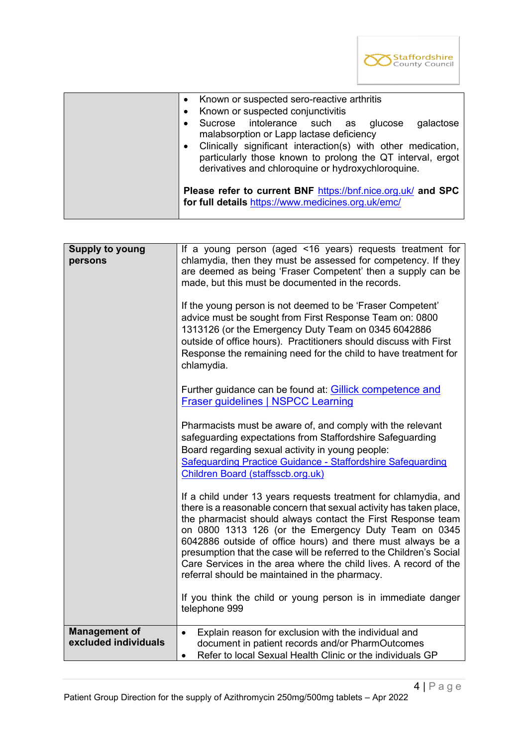| | |
|---|---|
| | • Known or suspected sero-reactive arthritis<br>• Known or suspected conjunctivitis<br>• Sucrose intolerance such as glucose galactose malabsorption or Lapp lactase deficiency<br>• Clinically significant interaction(s) with other medication, particularly those known to prolong the QT interval, ergot derivatives and chloroquine or hydroxychloroquine.<br><br>**Please refer to current BNF** https://bnf.nice.org.uk/ **and SPC for full details** https://www.medicines.org.uk/emc/ |

| | |
|---|---|
| **Supply to young persons** | If a young person (aged <16 years) requests treatment for chlamydia, then they must be assessed for competency. If they are deemed as being 'Fraser Competent' then a supply can be made, but this must be documented in the records.<br><br>If the young person is not deemed to be 'Fraser Competent' advice must be sought from First Response Team on: 0800 1313126 (or the Emergency Duty Team on 0345 6042886 outside of office hours). Practitioners should discuss with First Response the remaining need for the child to have treatment for chlamydia.<br><br>Further guidance can be found at: Gillick competence and Fraser guidelines \| NSPCC Learning<br><br>Pharmacists must be aware of, and comply with the relevant safeguarding expectations from Staffordshire Safeguarding Board regarding sexual activity in young people: Safeguarding Practice Guidance - Staffordshire Safeguarding Children Board (staffsscb.org.uk)<br><br>If a child under 13 years requests treatment for chlamydia, and there is a reasonable concern that sexual activity has taken place, the pharmacist should always contact the First Response team on 0800 1313 126 (or the Emergency Duty Team on 0345 6042886 outside of office hours) and there must always be a presumption that the case will be referred to the Children's Social Care Services in the area where the child lives. A record of the referral should be maintained in the pharmacy.<br><br>If you think the child or young person is in immediate danger telephone 999 |
| **Management of excluded individuals** | • Explain reason for exclusion with the individual and document in patient records and/or PharmOutcomes<br>• Refer to local Sexual Health Clinic or the individuals GP |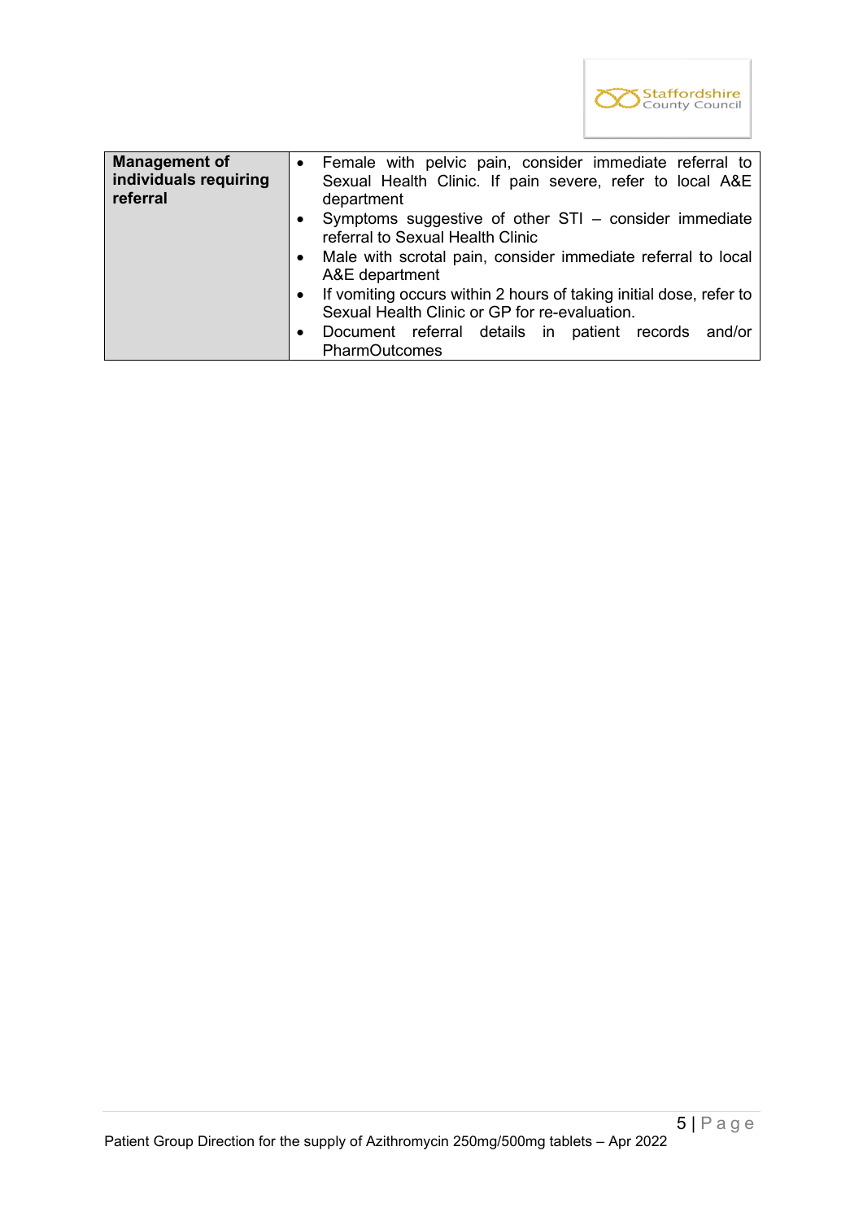| **Management of individuals requiring referral** | • Female with pelvic pain, consider immediate referral to Sexual Health Clinic. If pain severe, refer to local A&E department<br>• Symptoms suggestive of other STI – consider immediate referral to Sexual Health Clinic<br>• Male with scrotal pain, consider immediate referral to local A&E department<br>• If vomiting occurs within 2 hours of taking initial dose, refer to Sexual Health Clinic or GP for re-evaluation.<br>• Document referral details in patient records and/or PharmOutcomes |
|---|---|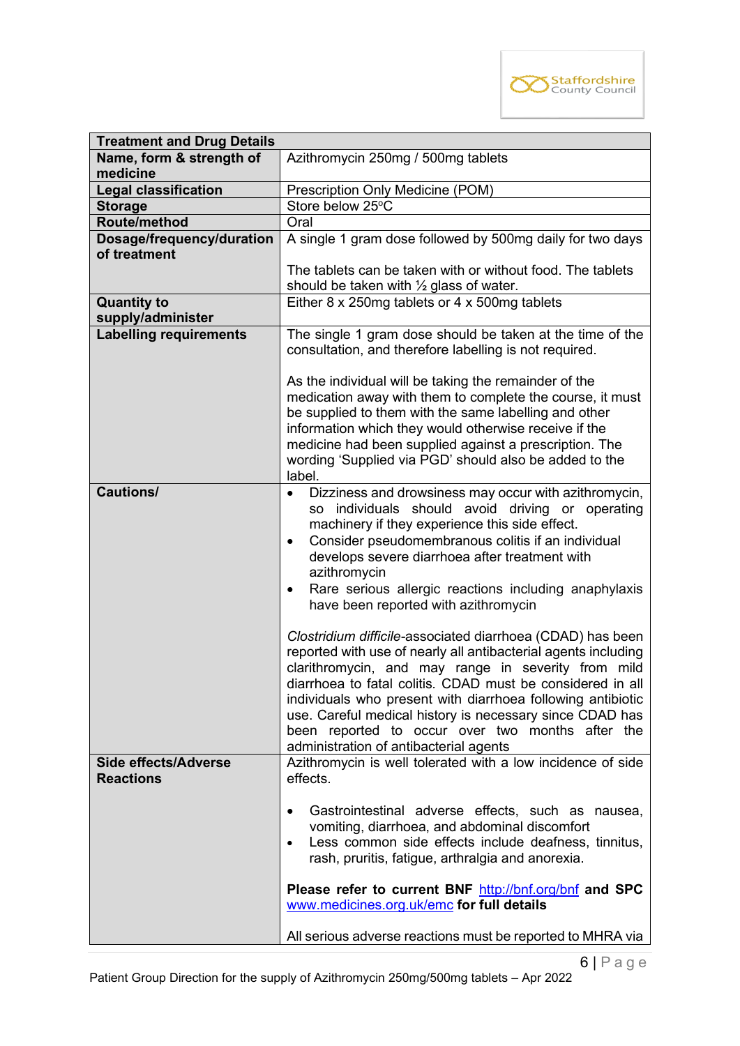| Treatment and Drug Details | |
|---|---|
| **Name, form & strength of medicine** | Azithromycin 250mg / 500mg tablets |
| **Legal classification** | Prescription Only Medicine (POM) |
| **Storage** | Store below 25ºC |
| **Route/method** | Oral |
| **Dosage/frequency/duration of treatment** | A single 1 gram dose followed by 500mg daily for two days<br><br>The tablets can be taken with or without food. The tablets should be taken with ½ glass of water. |
| **Quantity to supply/administer** | Either 8 x 250mg tablets or 4 x 500mg tablets |
| **Labelling requirements** | The single 1 gram dose should be taken at the time of the consultation, and therefore labelling is not required.<br><br>As the individual will be taking the remainder of the medication away with them to complete the course, it must be supplied to them with the same labelling and other information which they would otherwise receive if the medicine had been supplied against a prescription. The wording 'Supplied via PGD' should also be added to the label. |
| **Cautions/** | • Dizziness and drowsiness may occur with azithromycin, so individuals should avoid driving or operating machinery if they experience this side effect.<br>• Consider pseudomembranous colitis if an individual develops severe diarrhoea after treatment with azithromycin<br>• Rare serious allergic reactions including anaphylaxis have been reported with azithromycin<br><br>*Clostridium difficile*-associated diarrhoea (CDAD) has been reported with use of nearly all antibacterial agents including clarithromycin, and may range in severity from mild diarrhoea to fatal colitis. CDAD must be considered in all individuals who present with diarrhoea following antibiotic use. Careful medical history is necessary since CDAD has been reported to occur over two months after the administration of antibacterial agents |
| **Side effects/Adverse Reactions** | Azithromycin is well tolerated with a low incidence of side effects.<br><br>• Gastrointestinal adverse effects, such as nausea, vomiting, diarrhoea, and abdominal discomfort<br>• Less common side effects include deafness, tinnitus, rash, pruritis, fatigue, arthralgia and anorexia.<br><br>**Please refer to current BNF** http://bnf.org/bnf **and SPC** www.medicines.org.uk/emc **for full details**<br><br>All serious adverse reactions must be reported to MHRA via |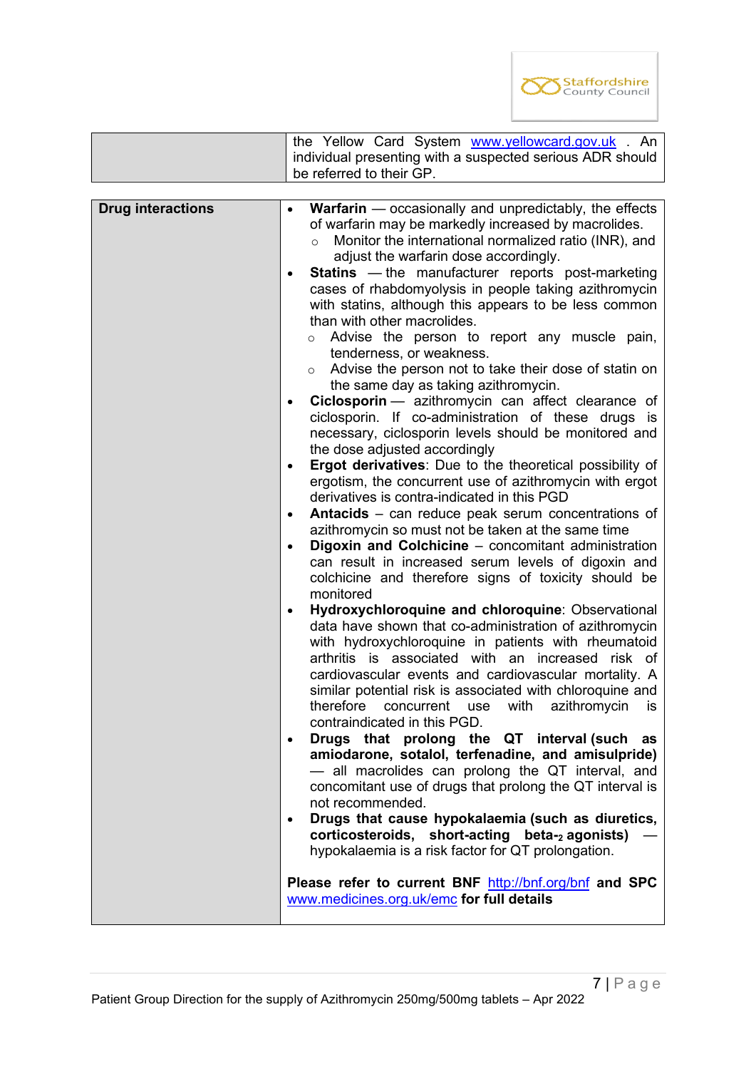| | |
|---|---|
| | the Yellow Card System www.yellowcard.gov.uk . An individual presenting with a suspected serious ADR should be referred to their GP. |

| | |
|---|---|
| **Drug interactions** | • **Warfarin** — occasionally and unpredictably, the effects of warfarin may be markedly increased by macrolides.<br>  ○ Monitor the international normalized ratio (INR), and adjust the warfarin dose accordingly.<br>• **Statins** — the manufacturer reports post-marketing cases of rhabdomyolysis in people taking azithromycin with statins, although this appears to be less common than with other macrolides.<br>  ○ Advise the person to report any muscle pain, tenderness, or weakness.<br>  ○ Advise the person not to take their dose of statin on the same day as taking azithromycin.<br>• **Ciclosporin** — azithromycin can affect clearance of ciclosporin. If co-administration of these drugs is necessary, ciclosporin levels should be monitored and the dose adjusted accordingly<br>• **Ergot derivatives**: Due to the theoretical possibility of ergotism, the concurrent use of azithromycin with ergot derivatives is contra-indicated in this PGD<br>• **Antacids** – can reduce peak serum concentrations of azithromycin so must not be taken at the same time<br>• **Digoxin and Colchicine** – concomitant administration can result in increased serum levels of digoxin and colchicine and therefore signs of toxicity should be monitored<br>• **Hydroxychloroquine and chloroquine**: Observational data have shown that co-administration of azithromycin with hydroxychloroquine in patients with rheumatoid arthritis is associated with an increased risk of cardiovascular events and cardiovascular mortality. A similar potential risk is associated with chloroquine and therefore concurrent use with azithromycin is contraindicated in this PGD.<br>• **Drugs that prolong the QT interval (such as amiodarone, sotalol, terfenadine, and amisulpride)** — all macrolides can prolong the QT interval, and concomitant use of drugs that prolong the QT interval is not recommended.<br>• **Drugs that cause hypokalaemia (such as diuretics, corticosteroids, short-acting beta-$_2$ agonists)** — hypokalaemia is a risk factor for QT prolongation.<br><br>**Please refer to current BNF** http://bnf.org/bnf **and SPC** www.medicines.org.uk/emc **for full details** |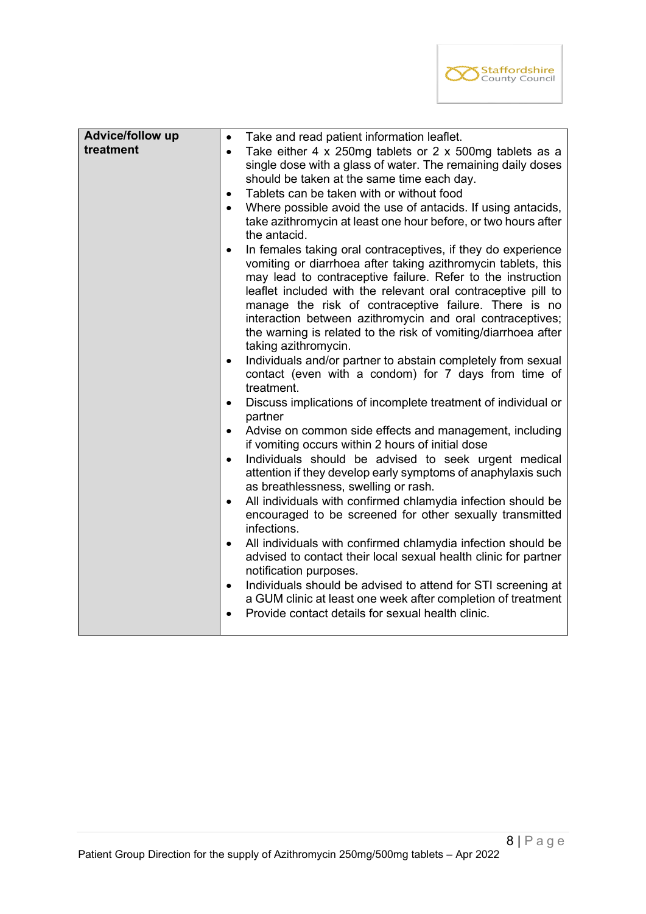| Advice/follow up treatment | • Take and read patient information leaflet.<br>• Take either 4 x 250mg tablets or 2 x 500mg tablets as a single dose with a glass of water. The remaining daily doses should be taken at the same time each day.<br>• Tablets can be taken with or without food<br>• Where possible avoid the use of antacids. If using antacids, take azithromycin at least one hour before, or two hours after the antacid.<br>• In females taking oral contraceptives, if they do experience vomiting or diarrhoea after taking azithromycin tablets, this may lead to contraceptive failure. Refer to the instruction leaflet included with the relevant oral contraceptive pill to manage the risk of contraceptive failure. There is no interaction between azithromycin and oral contraceptives; the warning is related to the risk of vomiting/diarrhoea after taking azithromycin.<br>• Individuals and/or partner to abstain completely from sexual contact (even with a condom) for 7 days from time of treatment.<br>• Discuss implications of incomplete treatment of individual or partner<br>• Advise on common side effects and management, including if vomiting occurs within 2 hours of initial dose<br>• Individuals should be advised to seek urgent medical attention if they develop early symptoms of anaphylaxis such as breathlessness, swelling or rash.<br>• All individuals with confirmed chlamydia infection should be encouraged to be screened for other sexually transmitted infections.<br>• All individuals with confirmed chlamydia infection should be advised to contact their local sexual health clinic for partner notification purposes.<br>• Individuals should be advised to attend for STI screening at a GUM clinic at least one week after completion of treatment<br>• Provide contact details for sexual health clinic. |
|---|---|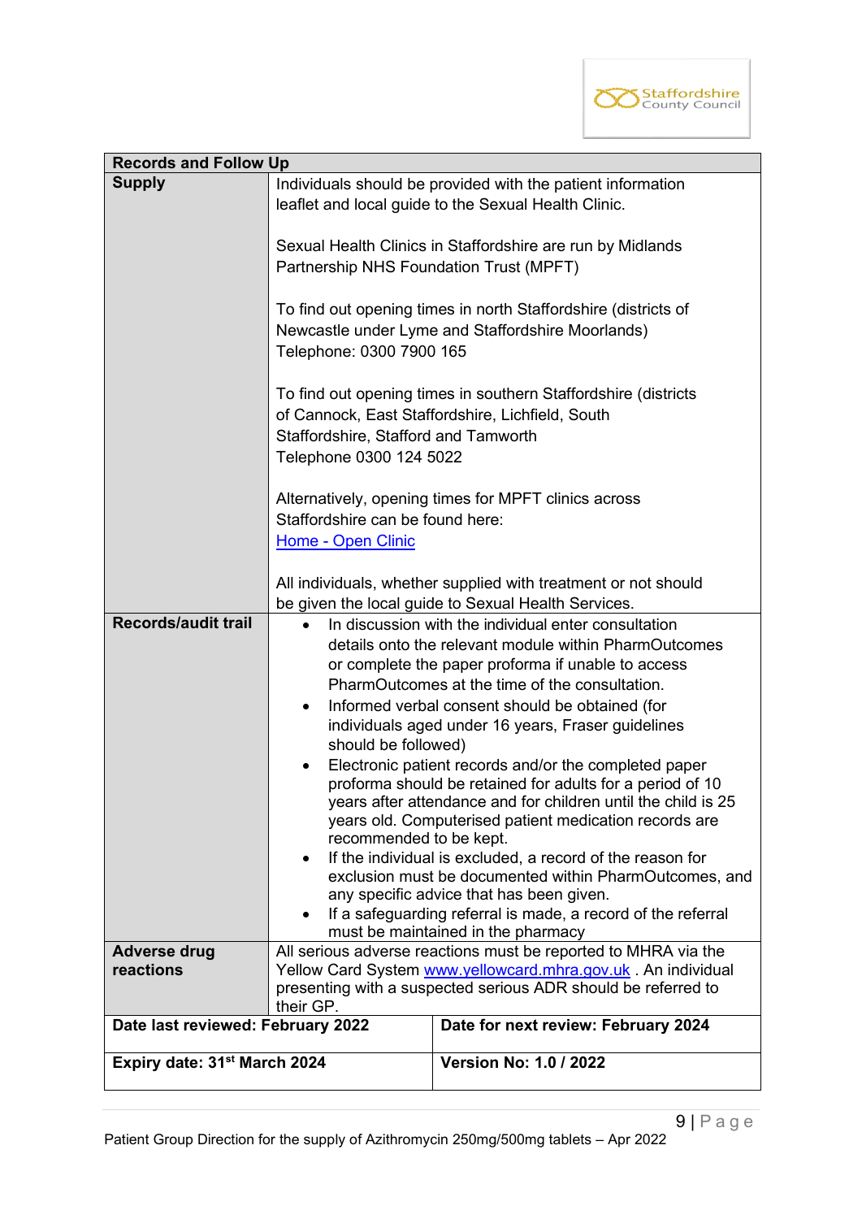| Records and Follow Up | |
|---|---|
| **Supply** | Individuals should be provided with the patient information leaflet and local guide to the Sexual Health Clinic.<br><br>Sexual Health Clinics in Staffordshire are run by Midlands Partnership NHS Foundation Trust (MPFT)<br><br>To find out opening times in north Staffordshire (districts of Newcastle under Lyme and Staffordshire Moorlands) Telephone: 0300 7900 165<br><br>To find out opening times in southern Staffordshire (districts of Cannock, East Staffordshire, Lichfield, South Staffordshire, Stafford and Tamworth Telephone 0300 124 5022<br><br>Alternatively, opening times for MPFT clinics across Staffordshire can be found here: [Home - Open Clinic]<br><br>All individuals, whether supplied with treatment or not should be given the local guide to Sexual Health Services. |
| **Records/audit trail** | • In discussion with the individual enter consultation details onto the relevant module within PharmOutcomes or complete the paper proforma if unable to access PharmOutcomes at the time of the consultation.<br>• Informed verbal consent should be obtained (for individuals aged under 16 years, Fraser guidelines should be followed)<br>• Electronic patient records and/or the completed paper proforma should be retained for adults for a period of 10 years after attendance and for children until the child is 25 years old. Computerised patient medication records are recommended to be kept.<br>• If the individual is excluded, a record of the reason for exclusion must be documented within PharmOutcomes, and any specific advice that has been given.<br>• If a safeguarding referral is made, a record of the referral must be maintained in the pharmacy |
| **Adverse drug reactions** | All serious adverse reactions must be reported to MHRA via the Yellow Card System www.yellowcard.mhra.gov.uk . An individual presenting with a suspected serious ADR should be referred to their GP. |
| **Date last reviewed: February 2022** | **Date for next review: February 2024** |
| **Expiry date: 31st March 2024** | **Version No: 1.0 / 2022** |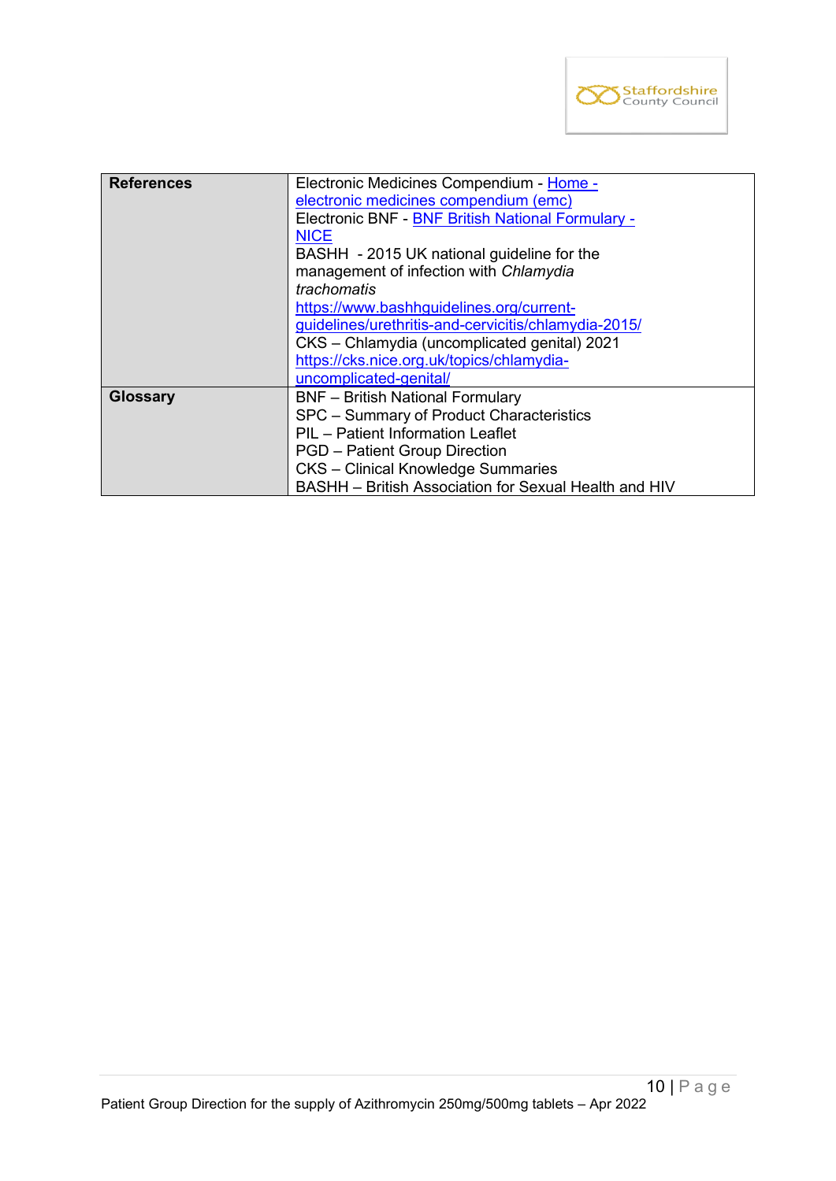| | |
|---|---|
| **References** | Electronic Medicines Compendium - [Home - electronic medicines compendium (emc)](https://www.medicines.org.uk/emc)<br>Electronic BNF - [BNF British National Formulary - NICE](https://bnf.nice.org.uk/)<br>BASHH - 2015 UK national guideline for the management of infection with *Chlamydia trachomatis*<br>https://www.bashhguidelines.org/current-guidelines/urethritis-and-cervicitis/chlamydia-2015/<br>CKS – Chlamydia (uncomplicated genital) 2021<br>https://cks.nice.org.uk/topics/chlamydia-uncomplicated-genital/ |
| **Glossary** | BNF – British National Formulary<br>SPC – Summary of Product Characteristics<br>PIL – Patient Information Leaflet<br>PGD – Patient Group Direction<br>CKS – Clinical Knowledge Summaries<br>BASHH – British Association for Sexual Health and HIV |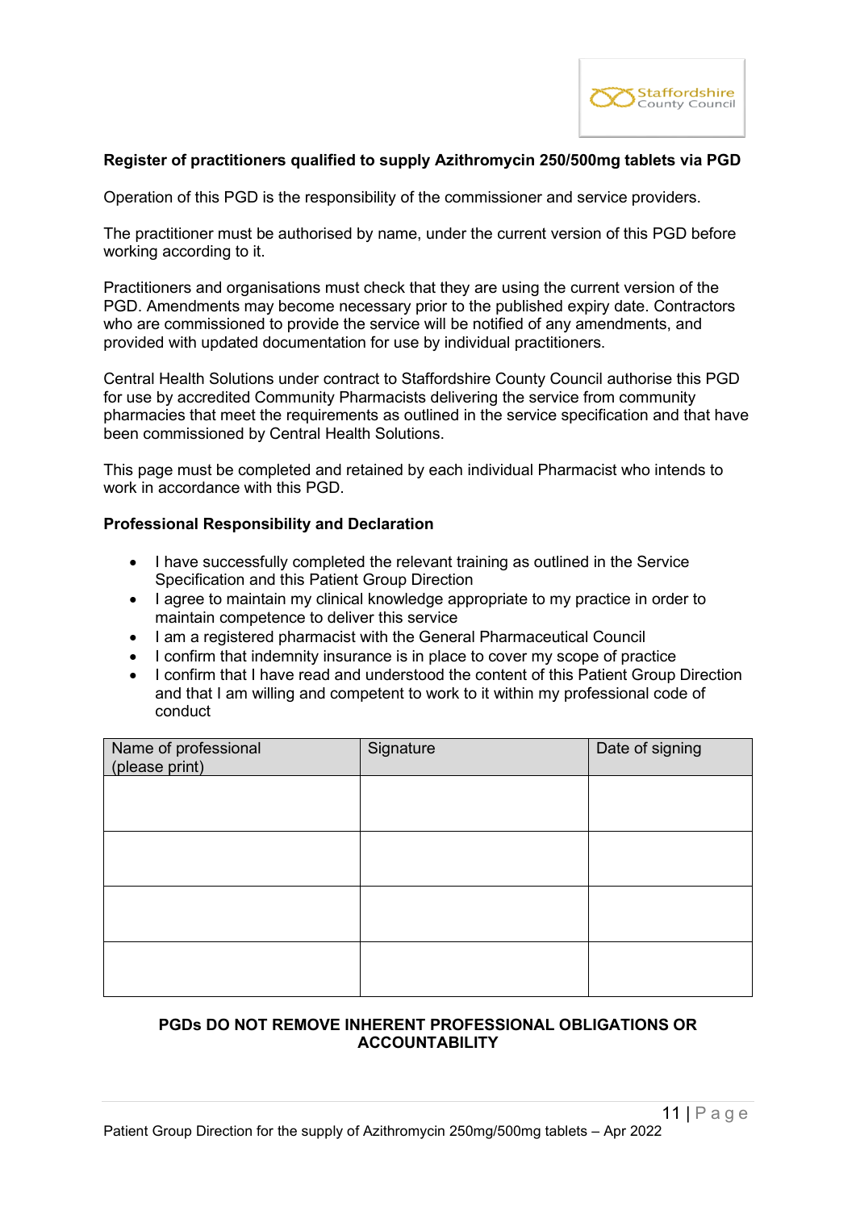**Register of practitioners qualified to supply Azithromycin 250/500mg tablets via PGD**

Operation of this PGD is the responsibility of the commissioner and service providers.

The practitioner must be authorised by name, under the current version of this PGD before working according to it.

Practitioners and organisations must check that they are using the current version of the PGD. Amendments may become necessary prior to the published expiry date. Contractors who are commissioned to provide the service will be notified of any amendments, and provided with updated documentation for use by individual practitioners.

Central Health Solutions under contract to Staffordshire County Council authorise this PGD for use by accredited Community Pharmacists delivering the service from community pharmacies that meet the requirements as outlined in the service specification and that have been commissioned by Central Health Solutions.

This page must be completed and retained by each individual Pharmacist who intends to work in accordance with this PGD.

**Professional Responsibility and Declaration**

- I have successfully completed the relevant training as outlined in the Service Specification and this Patient Group Direction
- I agree to maintain my clinical knowledge appropriate to my practice in order to maintain competence to deliver this service
- I am a registered pharmacist with the General Pharmaceutical Council
- I confirm that indemnity insurance is in place to cover my scope of practice
- I confirm that I have read and understood the content of this Patient Group Direction and that I am willing and competent to work to it within my professional code of conduct

| Name of professional (please print) | Signature | Date of signing |
|---|---|---|
| | | |
| | | |
| | | |
| | | |

**PGDs DO NOT REMOVE INHERENT PROFESSIONAL OBLIGATIONS OR ACCOUNTABILITY**